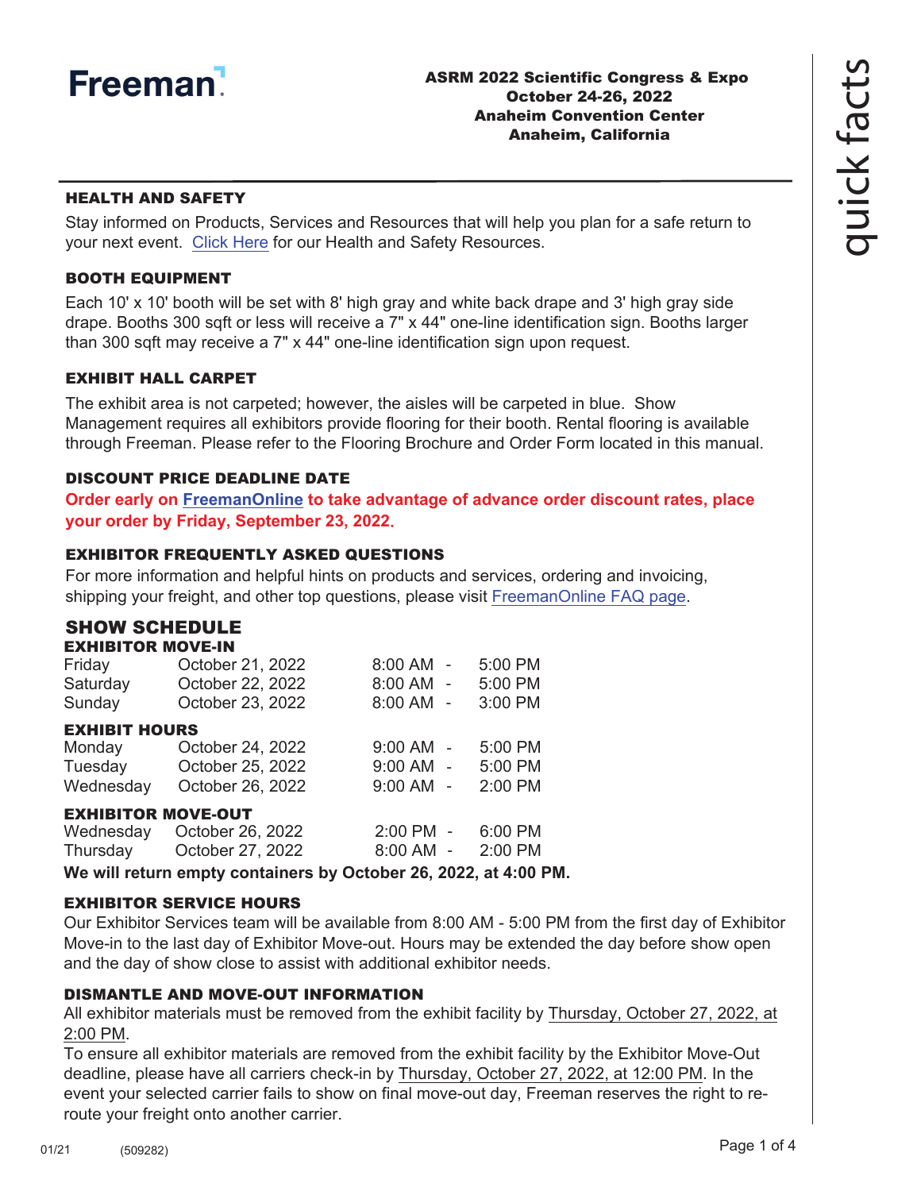Freeman

**ASRM 2022 Scientific Congress & Expo**
**October 24-26, 2022**
**Anaheim Convention Center**
**Anaheim, California**

quick facts

## HEALTH AND SAFETY

Stay informed on Products, Services and Resources that will help you plan for a safe return to your next event. Click Here for our Health and Safety Resources.

## BOOTH EQUIPMENT

Each 10' x 10' booth will be set with 8' high gray and white back drape and 3' high gray side drape. Booths 300 sqft or less will receive a 7" x 44" one-line identification sign. Booths larger than 300 sqft may receive a 7" x 44" one-line identification sign upon request.

## EXHIBIT HALL CARPET

The exhibit area is not carpeted; however, the aisles will be carpeted in blue. Show Management requires all exhibitors provide flooring for their booth. Rental flooring is available through Freeman. Please refer to the Flooring Brochure and Order Form located in this manual.

## DISCOUNT PRICE DEADLINE DATE

**Order early on FreemanOnline to take advantage of advance order discount rates, place your order by Friday, September 23, 2022.**

## EXHIBITOR FREQUENTLY ASKED QUESTIONS

For more information and helpful hints on products and services, ordering and invoicing, shipping your freight, and other top questions, please visit FreemanOnline FAQ page.

## SHOW SCHEDULE

### EXHIBITOR MOVE-IN

| | | | |
|---|---|---|---|
| Friday | October 21, 2022 | 8:00 AM - | 5:00 PM |
| Saturday | October 22, 2022 | 8:00 AM - | 5:00 PM |
| Sunday | October 23, 2022 | 8:00 AM - | 3:00 PM |

### EXHIBIT HOURS

| | | | |
|---|---|---|---|
| Monday | October 24, 2022 | 9:00 AM - | 5:00 PM |
| Tuesday | October 25, 2022 | 9:00 AM - | 5:00 PM |
| Wednesday | October 26, 2022 | 9:00 AM - | 2:00 PM |

### EXHIBITOR MOVE-OUT

| | | | |
|---|---|---|---|
| Wednesday | October 26, 2022 | 2:00 PM - | 6:00 PM |
| Thursday | October 27, 2022 | 8:00 AM - | 2:00 PM |

**We will return empty containers by October 26, 2022, at 4:00 PM.**

## EXHIBITOR SERVICE HOURS

Our Exhibitor Services team will be available from 8:00 AM - 5:00 PM from the first day of Exhibitor Move-in to the last day of Exhibitor Move-out. Hours may be extended the day before show open and the day of show close to assist with additional exhibitor needs.

## DISMANTLE AND MOVE-OUT INFORMATION

All exhibitor materials must be removed from the exhibit facility by Thursday, October 27, 2022, at 2:00 PM.

To ensure all exhibitor materials are removed from the exhibit facility by the Exhibitor Move-Out deadline, please have all carriers check-in by Thursday, October 27, 2022, at 12:00 PM. In the event your selected carrier fails to show on final move-out day, Freeman reserves the right to re-route your freight onto another carrier.

01/21 (509282)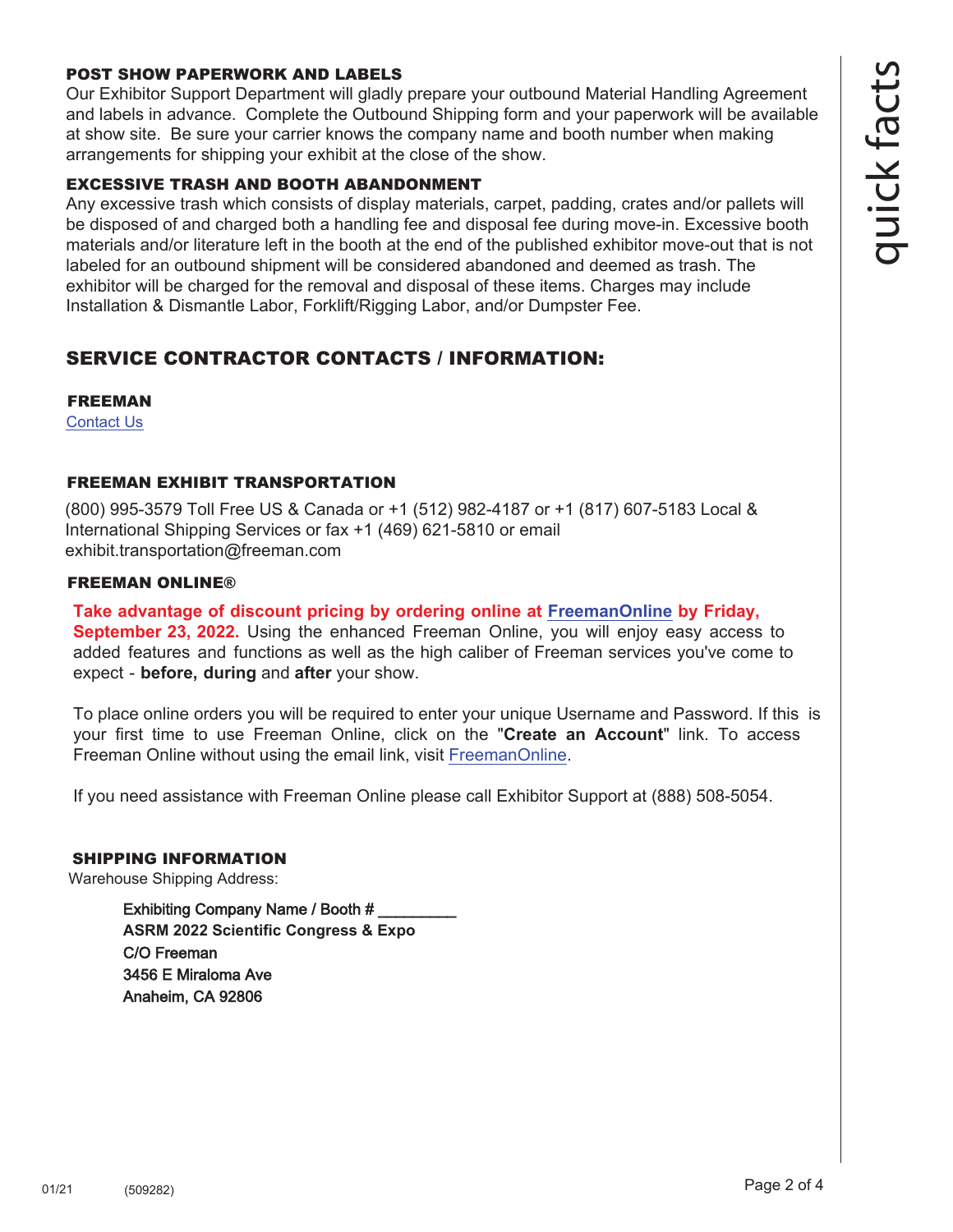### POST SHOW PAPERWORK AND LABELS

Our Exhibitor Support Department will gladly prepare your outbound Material Handling Agreement and labels in advance. Complete the Outbound Shipping form and your paperwork will be available at show site. Be sure your carrier knows the company name and booth number when making arrangements for shipping your exhibit at the close of the show.

### EXCESSIVE TRASH AND BOOTH ABANDONMENT

Any excessive trash which consists of display materials, carpet, padding, crates and/or pallets will be disposed of and charged both a handling fee and disposal fee during move-in. Excessive booth materials and/or literature left in the booth at the end of the published exhibitor move-out that is not labeled for an outbound shipment will be considered abandoned and deemed as trash. The exhibitor will be charged for the removal and disposal of these items. Charges may include Installation & Dismantle Labor, Forklift/Rigging Labor, and/or Dumpster Fee.

## SERVICE CONTRACTOR CONTACTS / INFORMATION:

### FREEMAN

Contact Us

### FREEMAN EXHIBIT TRANSPORTATION

(800) 995-3579 Toll Free US & Canada or +1 (512) 982-4187 or +1 (817) 607-5183 Local & International Shipping Services or fax +1 (469) 621-5810 or email exhibit.transportation@freeman.com

### FREEMAN ONLINE®

**Take advantage of discount pricing by ordering online at FreemanOnline by Friday, September 23, 2022.** Using the enhanced Freeman Online, you will enjoy easy access to added features and functions as well as the high caliber of Freeman services you've come to expect - **before, during** and **after** your show.

To place online orders you will be required to enter your unique Username and Password. If this is your first time to use Freeman Online, click on the "**Create an Account**" link. To access Freeman Online without using the email link, visit FreemanOnline.

If you need assistance with Freeman Online please call Exhibitor Support at (888) 508-5054.

### SHIPPING INFORMATION

Warehouse Shipping Address:

**Exhibiting Company Name / Booth # _________**
**ASRM 2022 Scientific Congress & Expo**
**C/O Freeman**
**3456 E Miraloma Ave**
**Anaheim, CA 92806**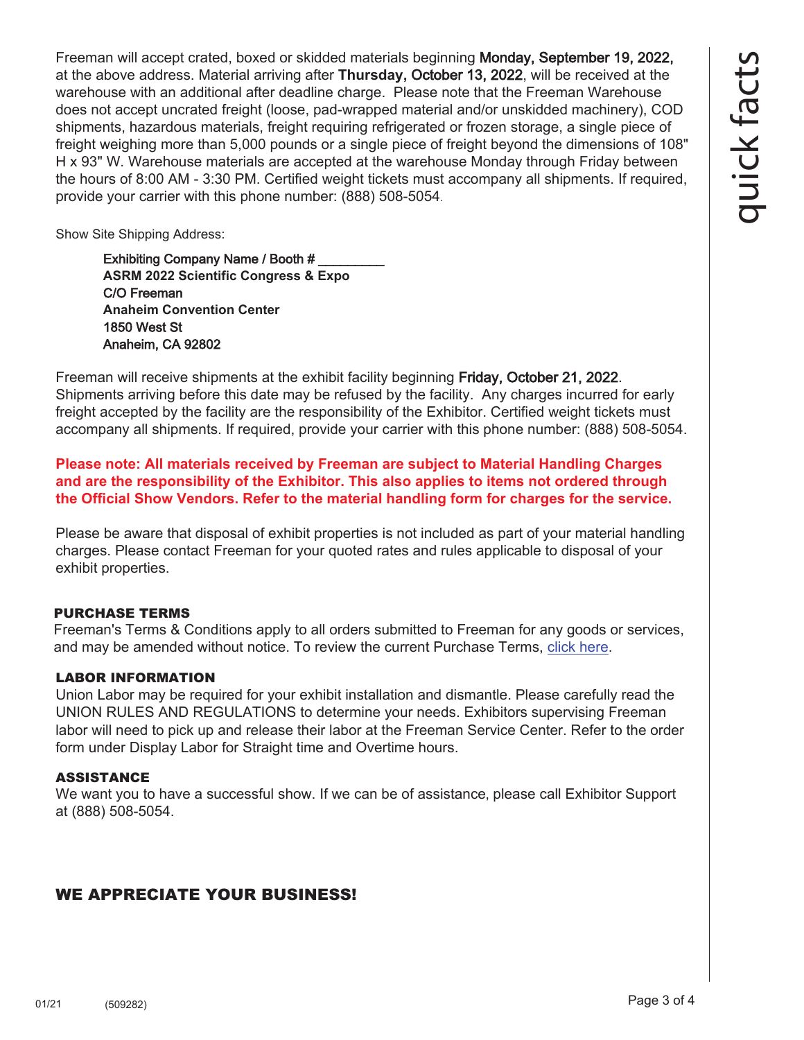Freeman will accept crated, boxed or skidded materials beginning **Monday, September 19, 2022,** at the above address. Material arriving after **Thursday, October 13, 2022**, will be received at the warehouse with an additional after deadline charge. Please note that the Freeman Warehouse does not accept uncrated freight (loose, pad-wrapped material and/or unskidded machinery), COD shipments, hazardous materials, freight requiring refrigerated or frozen storage, a single piece of freight weighing more than 5,000 pounds or a single piece of freight beyond the dimensions of 108" H x 93" W. Warehouse materials are accepted at the warehouse Monday through Friday between the hours of 8:00 AM - 3:30 PM. Certified weight tickets must accompany all shipments. If required, provide your carrier with this phone number: (888) 508-5054.

Show Site Shipping Address:

> **Exhibiting Company Name / Booth # _________**
> **ASRM 2022 Scientific Congress & Expo**
> **C/O Freeman**
> **Anaheim Convention Center**
> **1850 West St**
> **Anaheim, CA 92802**

Freeman will receive shipments at the exhibit facility beginning **Friday, October 21, 2022**. Shipments arriving before this date may be refused by the facility. Any charges incurred for early freight accepted by the facility are the responsibility of the Exhibitor. Certified weight tickets must accompany all shipments. If required, provide your carrier with this phone number: (888) 508-5054.

**Please note: All materials received by Freeman are subject to Material Handling Charges and are the responsibility of the Exhibitor. This also applies to items not ordered through the Official Show Vendors. Refer to the material handling form for charges for the service.**

Please be aware that disposal of exhibit properties is not included as part of your material handling charges. Please contact Freeman for your quoted rates and rules applicable to disposal of your exhibit properties.

## PURCHASE TERMS

Freeman's Terms & Conditions apply to all orders submitted to Freeman for any goods or services, and may be amended without notice. To review the current Purchase Terms, click here.

## LABOR INFORMATION

Union Labor may be required for your exhibit installation and dismantle. Please carefully read the UNION RULES AND REGULATIONS to determine your needs. Exhibitors supervising Freeman labor will need to pick up and release their labor at the Freeman Service Center. Refer to the order form under Display Labor for Straight time and Overtime hours.

## ASSISTANCE

We want you to have a successful show. If we can be of assistance, please call Exhibitor Support at (888) 508-5054.

## WE APPRECIATE YOUR BUSINESS!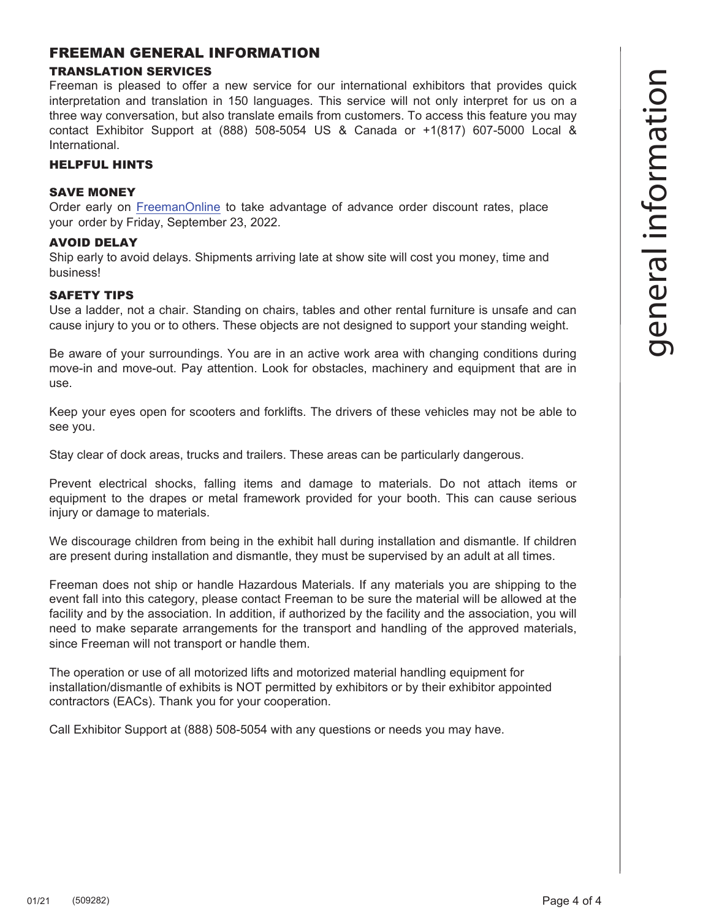## FREEMAN GENERAL INFORMATION

### TRANSLATION SERVICES

Freeman is pleased to offer a new service for our international exhibitors that provides quick interpretation and translation in 150 languages. This service will not only interpret for us on a three way conversation, but also translate emails from customers. To access this feature you may contact Exhibitor Support at (888) 508-5054 US & Canada or +1(817) 607-5000 Local & International.

### HELPFUL HINTS

### SAVE MONEY

Order early on FreemanOnline to take advantage of advance order discount rates, place your order by Friday, September 23, 2022.

### AVOID DELAY

Ship early to avoid delays. Shipments arriving late at show site will cost you money, time and business!

### SAFETY TIPS

Use a ladder, not a chair. Standing on chairs, tables and other rental furniture is unsafe and can cause injury to you or to others. These objects are not designed to support your standing weight.

Be aware of your surroundings. You are in an active work area with changing conditions during move-in and move-out. Pay attention. Look for obstacles, machinery and equipment that are in use.

Keep your eyes open for scooters and forklifts. The drivers of these vehicles may not be able to see you.

Stay clear of dock areas, trucks and trailers. These areas can be particularly dangerous.

Prevent electrical shocks, falling items and damage to materials. Do not attach items or equipment to the drapes or metal framework provided for your booth. This can cause serious injury or damage to materials.

We discourage children from being in the exhibit hall during installation and dismantle. If children are present during installation and dismantle, they must be supervised by an adult at all times.

Freeman does not ship or handle Hazardous Materials. If any materials you are shipping to the event fall into this category, please contact Freeman to be sure the material will be allowed at the facility and by the association. In addition, if authorized by the facility and the association, you will need to make separate arrangements for the transport and handling of the approved materials, since Freeman will not transport or handle them.

The operation or use of all motorized lifts and motorized material handling equipment for installation/dismantle of exhibits is NOT permitted by exhibitors or by their exhibitor appointed contractors (EACs). Thank you for your cooperation.

Call Exhibitor Support at (888) 508-5054 with any questions or needs you may have.

01/21 (509282)